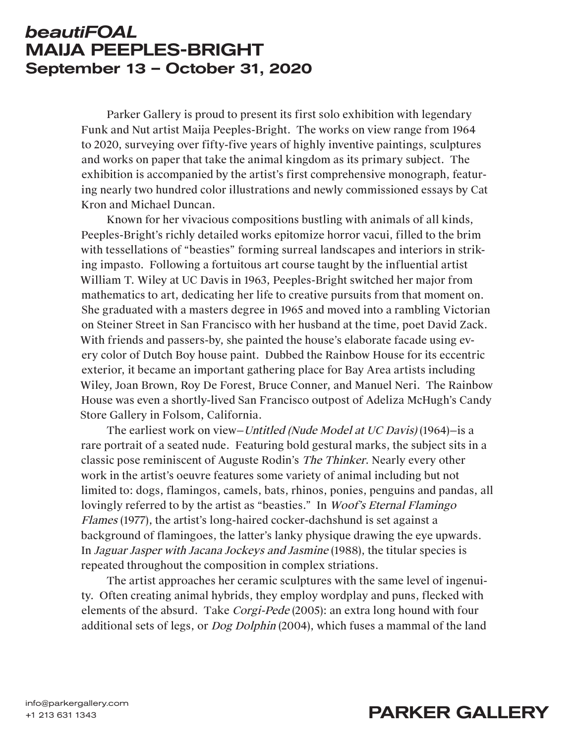# *beautiFOAL*
# MAIJA PEEPLES-BRIGHT
## September 13 – October 31, 2020

Parker Gallery is proud to present its first solo exhibition with legendary Funk and Nut artist Maija Peeples-Bright. The works on view range from 1964 to 2020, surveying over fifty-five years of highly inventive paintings, sculptures and works on paper that take the animal kingdom as its primary subject. The exhibition is accompanied by the artist's first comprehensive monograph, featuring nearly two hundred color illustrations and newly commissioned essays by Cat Kron and Michael Duncan.

Known for her vivacious compositions bustling with animals of all kinds, Peeples-Bright's richly detailed works epitomize horror vacui, filled to the brim with tessellations of "beasties" forming surreal landscapes and interiors in striking impasto. Following a fortuitous art course taught by the influential artist William T. Wiley at UC Davis in 1963, Peeples-Bright switched her major from mathematics to art, dedicating her life to creative pursuits from that moment on. She graduated with a masters degree in 1965 and moved into a rambling Victorian on Steiner Street in San Francisco with her husband at the time, poet David Zack. With friends and passers-by, she painted the house's elaborate facade using every color of Dutch Boy house paint. Dubbed the Rainbow House for its eccentric exterior, it became an important gathering place for Bay Area artists including Wiley, Joan Brown, Roy De Forest, Bruce Conner, and Manuel Neri. The Rainbow House was even a shortly-lived San Francisco outpost of Adeliza McHugh's Candy Store Gallery in Folsom, California.

The earliest work on view—*Untitled (Nude Model at UC Davis)* (1964)—is a rare portrait of a seated nude. Featuring bold gestural marks, the subject sits in a classic pose reminiscent of Auguste Rodin's *The Thinker*. Nearly every other work in the artist's oeuvre features some variety of animal including but not limited to: dogs, flamingos, camels, bats, rhinos, ponies, penguins and pandas, all lovingly referred to by the artist as "beasties." In *Woof's Eternal Flamingo Flames* (1977), the artist's long-haired cocker-dachshund is set against a background of flamingoes, the latter's lanky physique drawing the eye upwards. In *Jaguar Jasper with Jacana Jockeys and Jasmine* (1988), the titular species is repeated throughout the composition in complex striations.

The artist approaches her ceramic sculptures with the same level of ingenuity. Often creating animal hybrids, they employ wordplay and puns, flecked with elements of the absurd. Take *Corgi-Pede* (2005): an extra long hound with four additional sets of legs, or *Dog Dolphin* (2004), which fuses a mammal of the land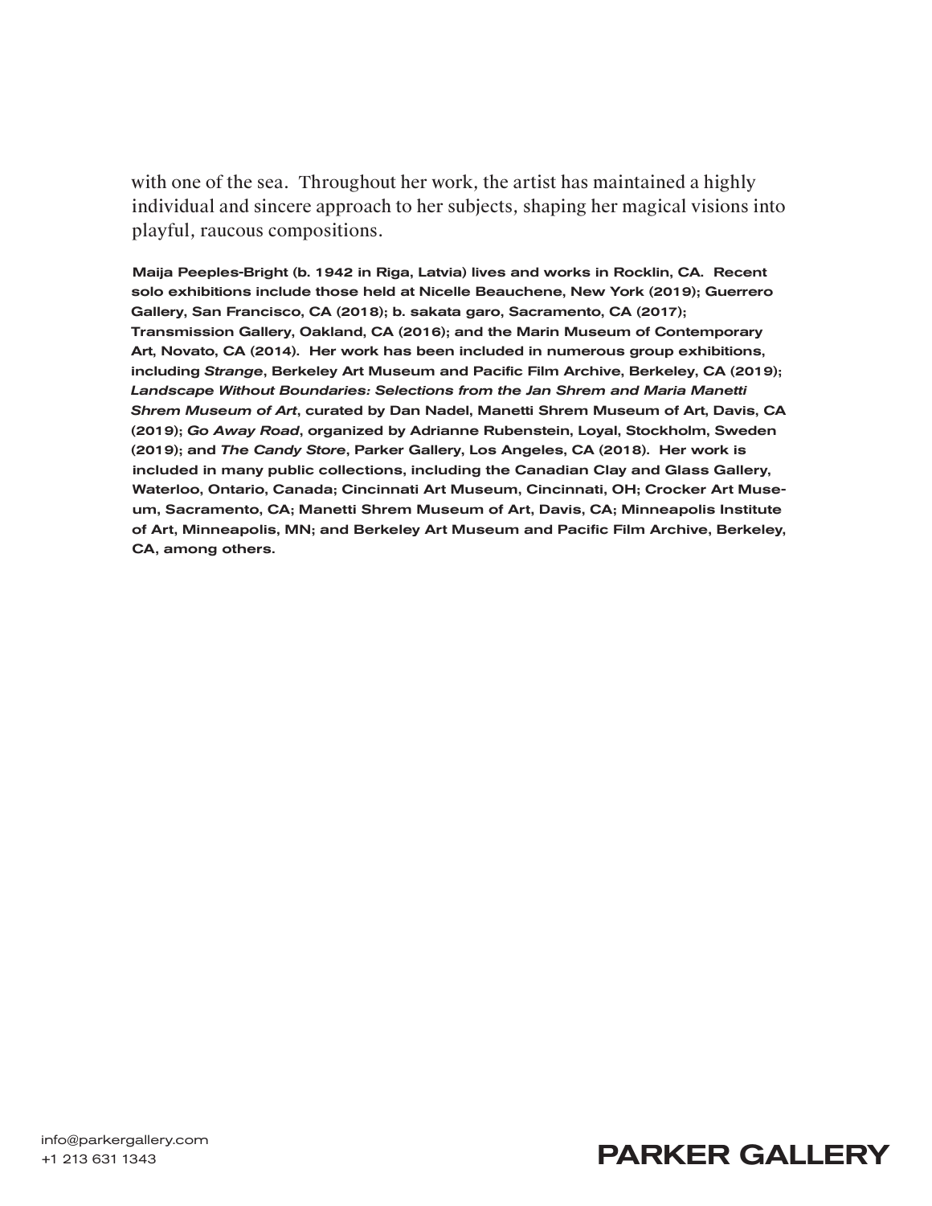with one of the sea. Throughout her work, the artist has maintained a highly individual and sincere approach to her subjects, shaping her magical visions into playful, raucous compositions.

**Maija Peeples-Bright (b. 1942 in Riga, Latvia) lives and works in Rocklin, CA. Recent solo exhibitions include those held at Nicelle Beauchene, New York (2019); Guerrero Gallery, San Francisco, CA (2018); b. sakata garo, Sacramento, CA (2017); Transmission Gallery, Oakland, CA (2016); and the Marin Museum of Contemporary Art, Novato, CA (2014). Her work has been included in numerous group exhibitions, including *Strange*, Berkeley Art Museum and Pacific Film Archive, Berkeley, CA (2019); *Landscape Without Boundaries: Selections from the Jan Shrem and Maria Manetti Shrem Museum of Art*, curated by Dan Nadel, Manetti Shrem Museum of Art, Davis, CA (2019); *Go Away Road*, organized by Adrianne Rubenstein, Loyal, Stockholm, Sweden (2019); and *The Candy Store*, Parker Gallery, Los Angeles, CA (2018). Her work is included in many public collections, including the Canadian Clay and Glass Gallery, Waterloo, Ontario, Canada; Cincinnati Art Museum, Cincinnati, OH; Crocker Art Museum, Sacramento, CA; Manetti Shrem Museum of Art, Davis, CA; Minneapolis Institute of Art, Minneapolis, MN; and Berkeley Art Museum and Pacific Film Archive, Berkeley, CA, among others.**

info@parkergallery.com
+1 213 631 1343

**PARKER GALLERY**